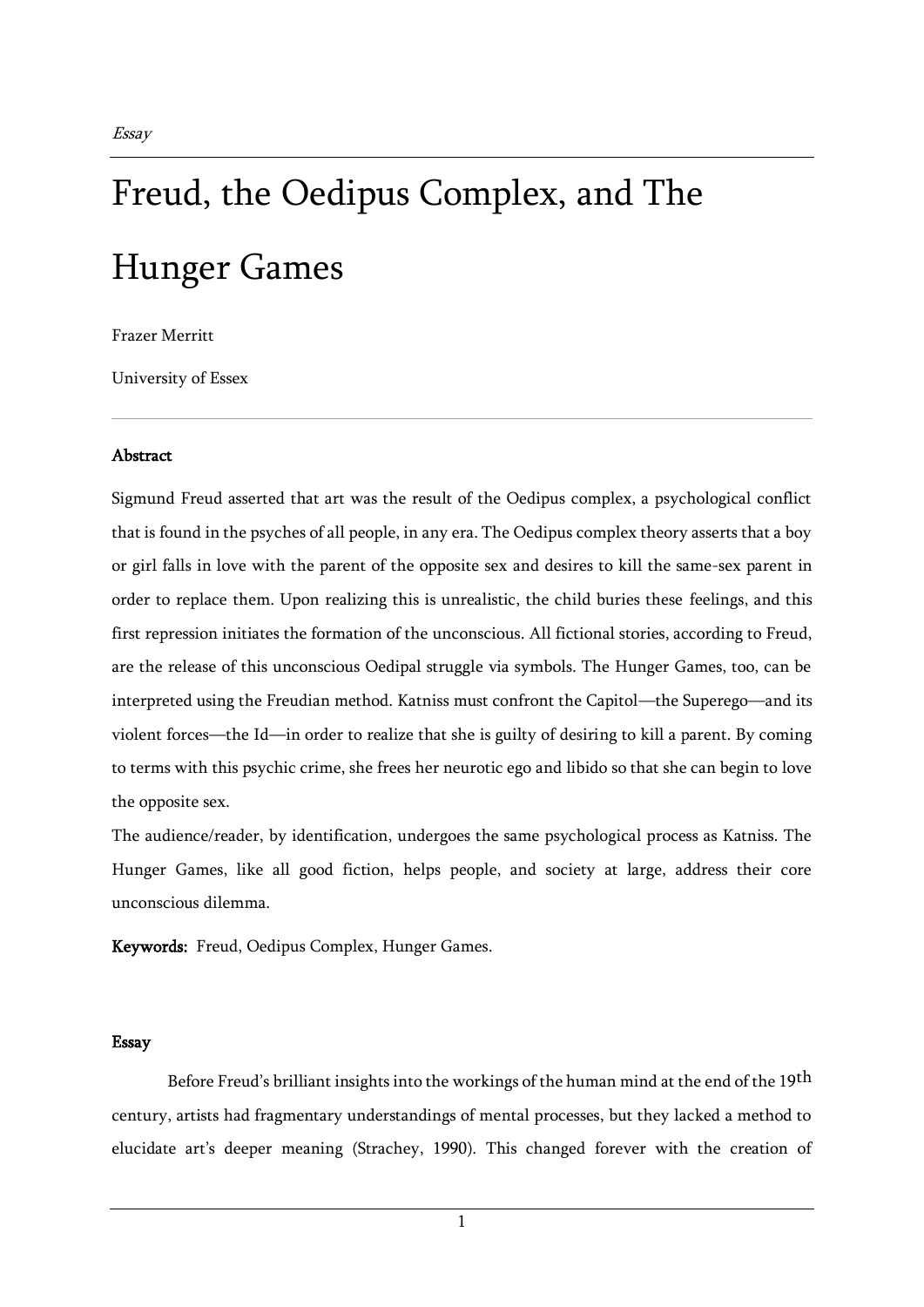*Essay*

# Freud, the Oedipus Complex, and The Hunger Games

Frazer Merritt

University of Essex

---

**Abstract**

Sigmund Freud asserted that art was the result of the Oedipus complex, a psychological conflict that is found in the psyches of all people, in any era. The Oedipus complex theory asserts that a boy or girl falls in love with the parent of the opposite sex and desires to kill the same-sex parent in order to replace them. Upon realizing this is unrealistic, the child buries these feelings, and this first repression initiates the formation of the unconscious. All fictional stories, according to Freud, are the release of this unconscious Oedipal struggle via symbols. The Hunger Games, too, can be interpreted using the Freudian method. Katniss must confront the Capitol—the Superego—and its violent forces—the Id—in order to realize that she is guilty of desiring to kill a parent. By coming to terms with this psychic crime, she frees her neurotic ego and libido so that she can begin to love the opposite sex.

The audience/reader, by identification, undergoes the same psychological process as Katniss. The Hunger Games, like all good fiction, helps people, and society at large, address their core unconscious dilemma.

**Keywords:** Freud, Oedipus Complex, Hunger Games.

**Essay**

Before Freud's brilliant insights into the workings of the human mind at the end of the 19th century, artists had fragmentary understandings of mental processes, but they lacked a method to elucidate art's deeper meaning (Strachey, 1990). This changed forever with the creation of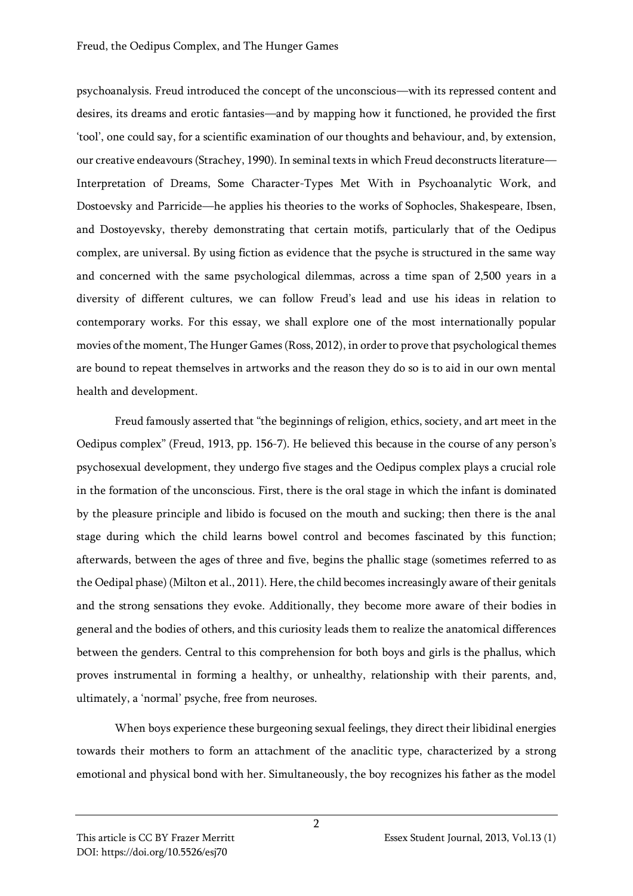psychoanalysis. Freud introduced the concept of the unconscious—with its repressed content and desires, its dreams and erotic fantasies—and by mapping how it functioned, he provided the first 'tool', one could say, for a scientific examination of our thoughts and behaviour, and, by extension, our creative endeavours (Strachey, 1990). In seminal texts in which Freud deconstructs literature—Interpretation of Dreams, Some Character-Types Met With in Psychoanalytic Work, and Dostoevsky and Parricide—he applies his theories to the works of Sophocles, Shakespeare, Ibsen, and Dostoyevsky, thereby demonstrating that certain motifs, particularly that of the Oedipus complex, are universal. By using fiction as evidence that the psyche is structured in the same way and concerned with the same psychological dilemmas, across a time span of 2,500 years in a diversity of different cultures, we can follow Freud's lead and use his ideas in relation to contemporary works. For this essay, we shall explore one of the most internationally popular movies of the moment, The Hunger Games (Ross, 2012), in order to prove that psychological themes are bound to repeat themselves in artworks and the reason they do so is to aid in our own mental health and development.

Freud famously asserted that "the beginnings of religion, ethics, society, and art meet in the Oedipus complex" (Freud, 1913, pp. 156-7). He believed this because in the course of any person's psychosexual development, they undergo five stages and the Oedipus complex plays a crucial role in the formation of the unconscious. First, there is the oral stage in which the infant is dominated by the pleasure principle and libido is focused on the mouth and sucking; then there is the anal stage during which the child learns bowel control and becomes fascinated by this function; afterwards, between the ages of three and five, begins the phallic stage (sometimes referred to as the Oedipal phase) (Milton et al., 2011). Here, the child becomes increasingly aware of their genitals and the strong sensations they evoke. Additionally, they become more aware of their bodies in general and the bodies of others, and this curiosity leads them to realize the anatomical differences between the genders. Central to this comprehension for both boys and girls is the phallus, which proves instrumental in forming a healthy, or unhealthy, relationship with their parents, and, ultimately, a 'normal' psyche, free from neuroses.

When boys experience these burgeoning sexual feelings, they direct their libidinal energies towards their mothers to form an attachment of the anaclitic type, characterized by a strong emotional and physical bond with her. Simultaneously, the boy recognizes his father as the model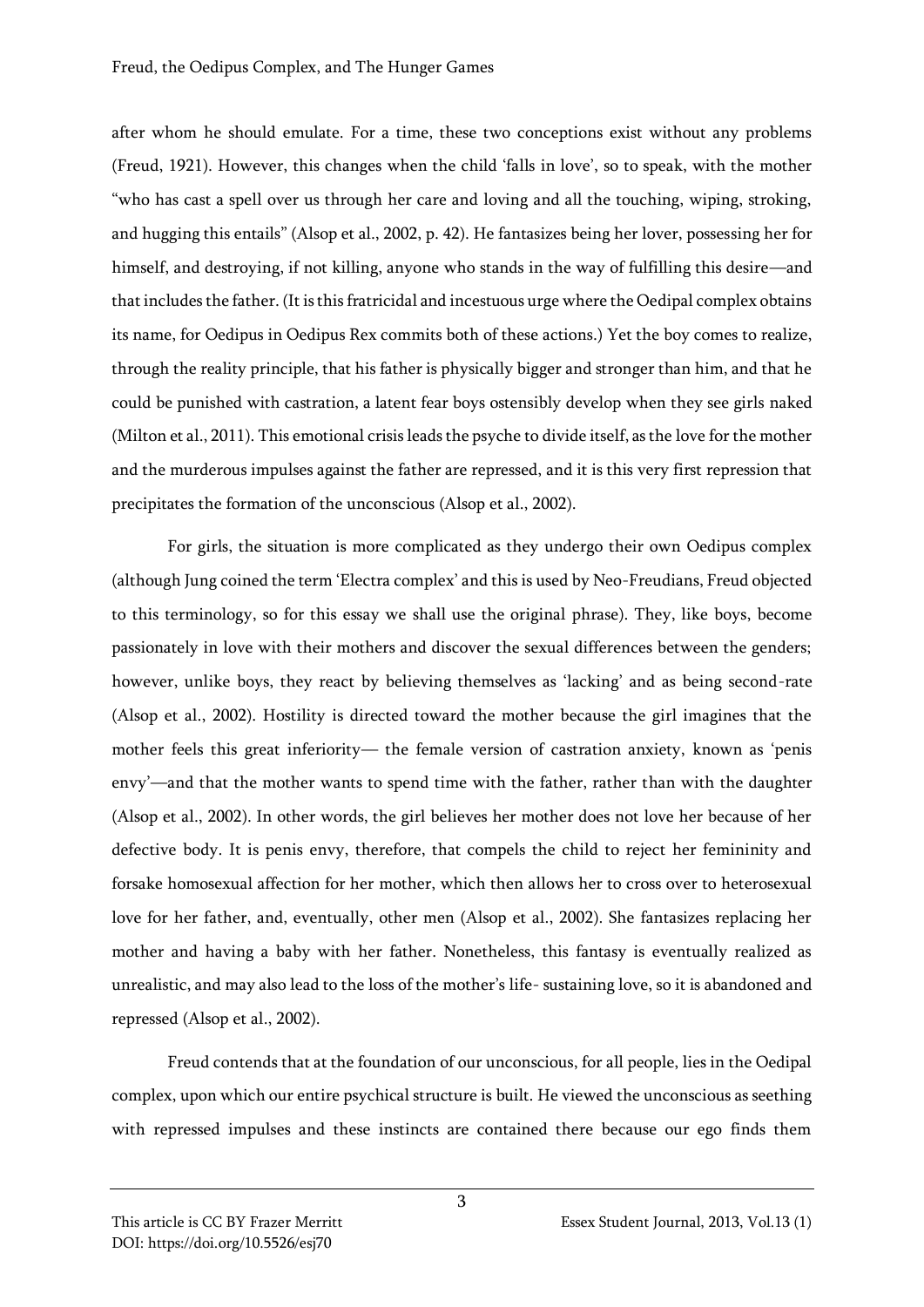after whom he should emulate. For a time, these two conceptions exist without any problems (Freud, 1921). However, this changes when the child 'falls in love', so to speak, with the mother "who has cast a spell over us through her care and loving and all the touching, wiping, stroking, and hugging this entails" (Alsop et al., 2002, p. 42). He fantasizes being her lover, possessing her for himself, and destroying, if not killing, anyone who stands in the way of fulfilling this desire—and that includes the father. (It is this fratricidal and incestuous urge where the Oedipal complex obtains its name, for Oedipus in Oedipus Rex commits both of these actions.) Yet the boy comes to realize, through the reality principle, that his father is physically bigger and stronger than him, and that he could be punished with castration, a latent fear boys ostensibly develop when they see girls naked (Milton et al., 2011). This emotional crisis leads the psyche to divide itself, as the love for the mother and the murderous impulses against the father are repressed, and it is this very first repression that precipitates the formation of the unconscious (Alsop et al., 2002).

For girls, the situation is more complicated as they undergo their own Oedipus complex (although Jung coined the term 'Electra complex' and this is used by Neo-Freudians, Freud objected to this terminology, so for this essay we shall use the original phrase). They, like boys, become passionately in love with their mothers and discover the sexual differences between the genders; however, unlike boys, they react by believing themselves as 'lacking' and as being second-rate (Alsop et al., 2002). Hostility is directed toward the mother because the girl imagines that the mother feels this great inferiority— the female version of castration anxiety, known as 'penis envy'—and that the mother wants to spend time with the father, rather than with the daughter (Alsop et al., 2002). In other words, the girl believes her mother does not love her because of her defective body. It is penis envy, therefore, that compels the child to reject her femininity and forsake homosexual affection for her mother, which then allows her to cross over to heterosexual love for her father, and, eventually, other men (Alsop et al., 2002). She fantasizes replacing her mother and having a baby with her father. Nonetheless, this fantasy is eventually realized as unrealistic, and may also lead to the loss of the mother's life- sustaining love, so it is abandoned and repressed (Alsop et al., 2002).

Freud contends that at the foundation of our unconscious, for all people, lies in the Oedipal complex, upon which our entire psychical structure is built. He viewed the unconscious as seething with repressed impulses and these instincts are contained there because our ego finds them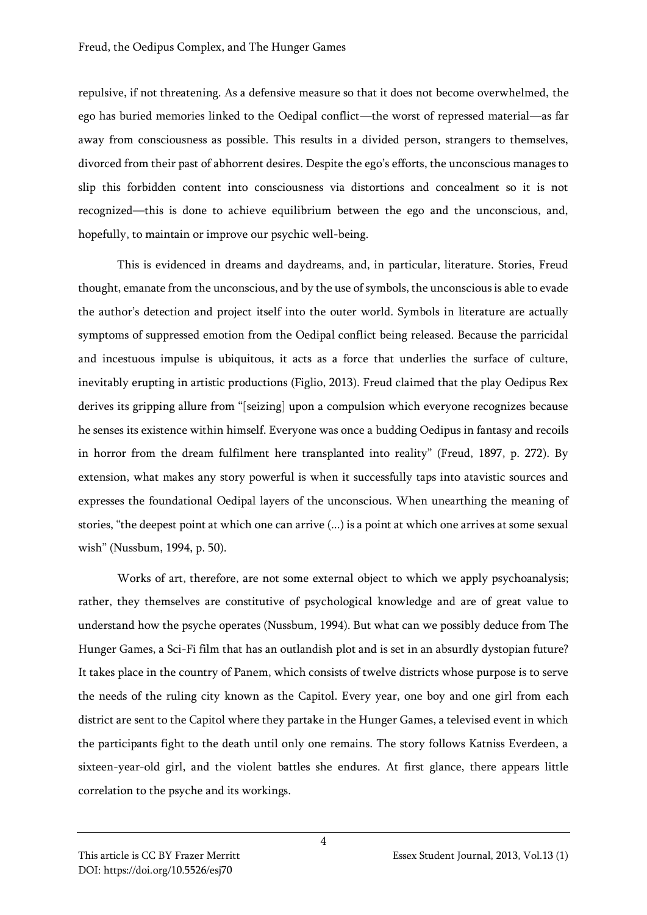repulsive, if not threatening. As a defensive measure so that it does not become overwhelmed, the ego has buried memories linked to the Oedipal conflict—the worst of repressed material—as far away from consciousness as possible. This results in a divided person, strangers to themselves, divorced from their past of abhorrent desires. Despite the ego's efforts, the unconscious manages to slip this forbidden content into consciousness via distortions and concealment so it is not recognized—this is done to achieve equilibrium between the ego and the unconscious, and, hopefully, to maintain or improve our psychic well-being.

This is evidenced in dreams and daydreams, and, in particular, literature. Stories, Freud thought, emanate from the unconscious, and by the use of symbols, the unconscious is able to evade the author's detection and project itself into the outer world. Symbols in literature are actually symptoms of suppressed emotion from the Oedipal conflict being released. Because the parricidal and incestuous impulse is ubiquitous, it acts as a force that underlies the surface of culture, inevitably erupting in artistic productions (Figlio, 2013). Freud claimed that the play Oedipus Rex derives its gripping allure from "[seizing] upon a compulsion which everyone recognizes because he senses its existence within himself. Everyone was once a budding Oedipus in fantasy and recoils in horror from the dream fulfilment here transplanted into reality" (Freud, 1897, p. 272). By extension, what makes any story powerful is when it successfully taps into atavistic sources and expresses the foundational Oedipal layers of the unconscious. When unearthing the meaning of stories, "the deepest point at which one can arrive (…) is a point at which one arrives at some sexual wish" (Nussbum, 1994, p. 50).

Works of art, therefore, are not some external object to which we apply psychoanalysis; rather, they themselves are constitutive of psychological knowledge and are of great value to understand how the psyche operates (Nussbum, 1994). But what can we possibly deduce from The Hunger Games, a Sci-Fi film that has an outlandish plot and is set in an absurdly dystopian future? It takes place in the country of Panem, which consists of twelve districts whose purpose is to serve the needs of the ruling city known as the Capitol. Every year, one boy and one girl from each district are sent to the Capitol where they partake in the Hunger Games, a televised event in which the participants fight to the death until only one remains. The story follows Katniss Everdeen, a sixteen-year-old girl, and the violent battles she endures. At first glance, there appears little correlation to the psyche and its workings.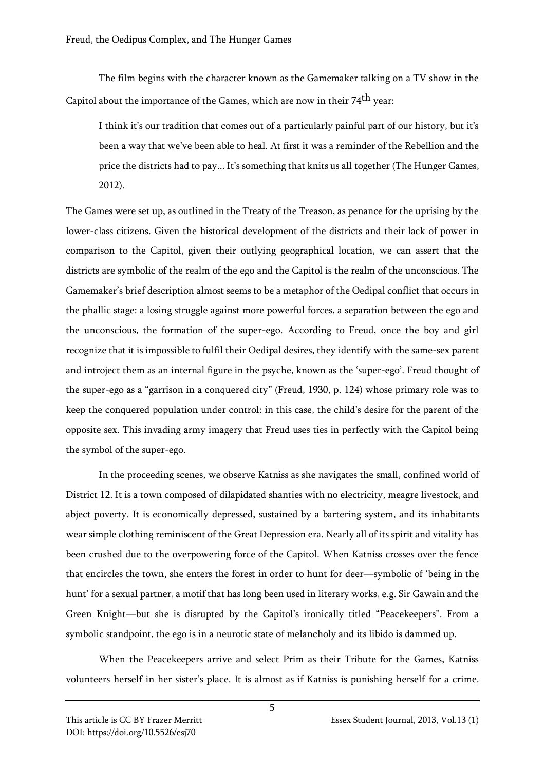The film begins with the character known as the Gamemaker talking on a TV show in the Capitol about the importance of the Games, which are now in their 74th year:

> I think it's our tradition that comes out of a particularly painful part of our history, but it's been a way that we've been able to heal. At first it was a reminder of the Rebellion and the price the districts had to pay... It's something that knits us all together (The Hunger Games, 2012).

The Games were set up, as outlined in the Treaty of the Treason, as penance for the uprising by the lower-class citizens. Given the historical development of the districts and their lack of power in comparison to the Capitol, given their outlying geographical location, we can assert that the districts are symbolic of the realm of the ego and the Capitol is the realm of the unconscious. The Gamemaker's brief description almost seems to be a metaphor of the Oedipal conflict that occurs in the phallic stage: a losing struggle against more powerful forces, a separation between the ego and the unconscious, the formation of the super-ego. According to Freud, once the boy and girl recognize that it is impossible to fulfil their Oedipal desires, they identify with the same-sex parent and introject them as an internal figure in the psyche, known as the 'super-ego'. Freud thought of the super-ego as a "garrison in a conquered city" (Freud, 1930, p. 124) whose primary role was to keep the conquered population under control: in this case, the child's desire for the parent of the opposite sex. This invading army imagery that Freud uses ties in perfectly with the Capitol being the symbol of the super-ego.

In the proceeding scenes, we observe Katniss as she navigates the small, confined world of District 12. It is a town composed of dilapidated shanties with no electricity, meagre livestock, and abject poverty. It is economically depressed, sustained by a bartering system, and its inhabitants wear simple clothing reminiscent of the Great Depression era. Nearly all of its spirit and vitality has been crushed due to the overpowering force of the Capitol. When Katniss crosses over the fence that encircles the town, she enters the forest in order to hunt for deer—symbolic of 'being in the hunt' for a sexual partner, a motif that has long been used in literary works, e.g. Sir Gawain and the Green Knight—but she is disrupted by the Capitol's ironically titled "Peacekeepers". From a symbolic standpoint, the ego is in a neurotic state of melancholy and its libido is dammed up.

When the Peacekeepers arrive and select Prim as their Tribute for the Games, Katniss volunteers herself in her sister's place. It is almost as if Katniss is punishing herself for a crime.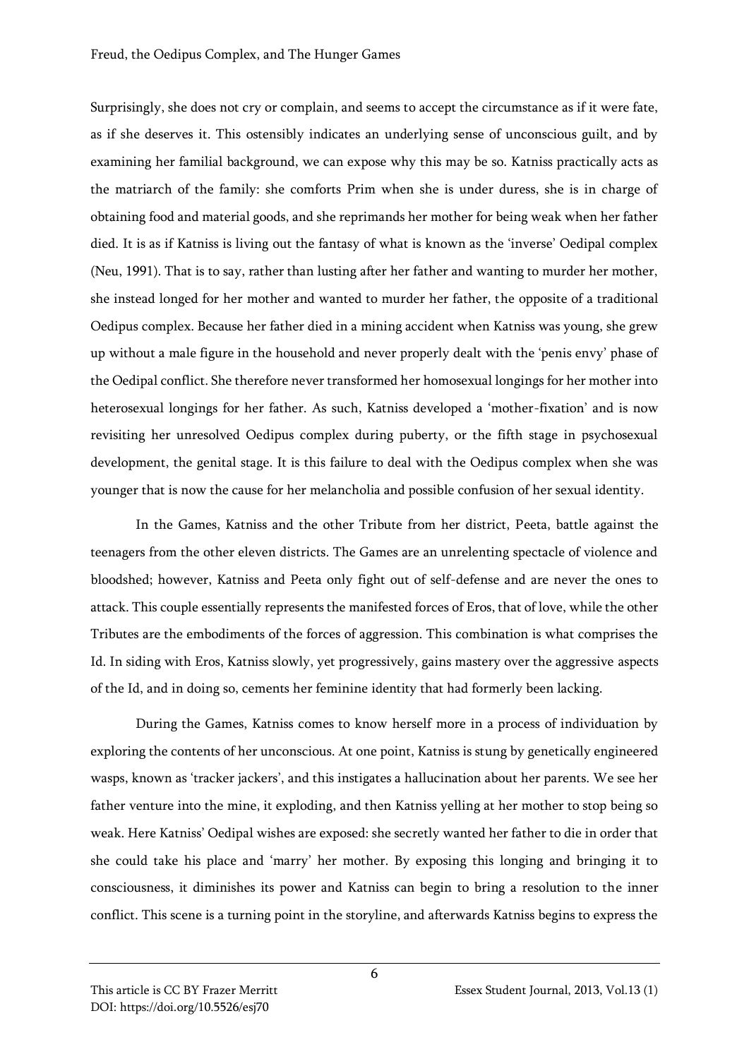Surprisingly, she does not cry or complain, and seems to accept the circumstance as if it were fate, as if she deserves it. This ostensibly indicates an underlying sense of unconscious guilt, and by examining her familial background, we can expose why this may be so. Katniss practically acts as the matriarch of the family: she comforts Prim when she is under duress, she is in charge of obtaining food and material goods, and she reprimands her mother for being weak when her father died. It is as if Katniss is living out the fantasy of what is known as the 'inverse' Oedipal complex (Neu, 1991). That is to say, rather than lusting after her father and wanting to murder her mother, she instead longed for her mother and wanted to murder her father, the opposite of a traditional Oedipus complex. Because her father died in a mining accident when Katniss was young, she grew up without a male figure in the household and never properly dealt with the 'penis envy' phase of the Oedipal conflict. She therefore never transformed her homosexual longings for her mother into heterosexual longings for her father. As such, Katniss developed a 'mother-fixation' and is now revisiting her unresolved Oedipus complex during puberty, or the fifth stage in psychosexual development, the genital stage. It is this failure to deal with the Oedipus complex when she was younger that is now the cause for her melancholia and possible confusion of her sexual identity.

In the Games, Katniss and the other Tribute from her district, Peeta, battle against the teenagers from the other eleven districts. The Games are an unrelenting spectacle of violence and bloodshed; however, Katniss and Peeta only fight out of self-defense and are never the ones to attack. This couple essentially represents the manifested forces of Eros, that of love, while the other Tributes are the embodiments of the forces of aggression. This combination is what comprises the Id. In siding with Eros, Katniss slowly, yet progressively, gains mastery over the aggressive aspects of the Id, and in doing so, cements her feminine identity that had formerly been lacking.

During the Games, Katniss comes to know herself more in a process of individuation by exploring the contents of her unconscious. At one point, Katniss is stung by genetically engineered wasps, known as 'tracker jackers', and this instigates a hallucination about her parents. We see her father venture into the mine, it exploding, and then Katniss yelling at her mother to stop being so weak. Here Katniss' Oedipal wishes are exposed: she secretly wanted her father to die in order that she could take his place and 'marry' her mother. By exposing this longing and bringing it to consciousness, it diminishes its power and Katniss can begin to bring a resolution to the inner conflict. This scene is a turning point in the storyline, and afterwards Katniss begins to express the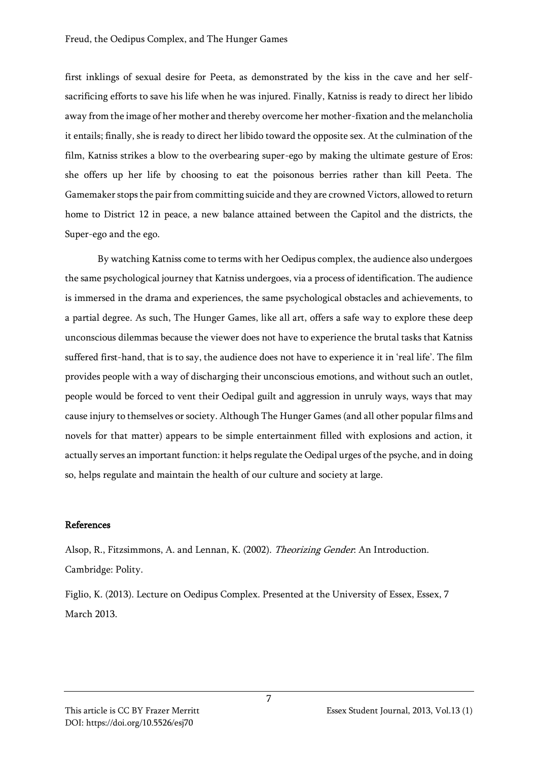first inklings of sexual desire for Peeta, as demonstrated by the kiss in the cave and her self-sacrificing efforts to save his life when he was injured. Finally, Katniss is ready to direct her libido away from the image of her mother and thereby overcome her mother-fixation and the melancholia it entails; finally, she is ready to direct her libido toward the opposite sex. At the culmination of the film, Katniss strikes a blow to the overbearing super-ego by making the ultimate gesture of Eros: she offers up her life by choosing to eat the poisonous berries rather than kill Peeta. The Gamemaker stops the pair from committing suicide and they are crowned Victors, allowed to return home to District 12 in peace, a new balance attained between the Capitol and the districts, the Super-ego and the ego.

By watching Katniss come to terms with her Oedipus complex, the audience also undergoes the same psychological journey that Katniss undergoes, via a process of identification. The audience is immersed in the drama and experiences, the same psychological obstacles and achievements, to a partial degree. As such, The Hunger Games, like all art, offers a safe way to explore these deep unconscious dilemmas because the viewer does not have to experience the brutal tasks that Katniss suffered first-hand, that is to say, the audience does not have to experience it in 'real life'. The film provides people with a way of discharging their unconscious emotions, and without such an outlet, people would be forced to vent their Oedipal guilt and aggression in unruly ways, ways that may cause injury to themselves or society. Although The Hunger Games (and all other popular films and novels for that matter) appears to be simple entertainment filled with explosions and action, it actually serves an important function: it helps regulate the Oedipal urges of the psyche, and in doing so, helps regulate and maintain the health of our culture and society at large.

## References

Alsop, R., Fitzsimmons, A. and Lennan, K. (2002). *Theorizing Gender*: An Introduction. Cambridge: Polity.

Figlio, K. (2013). Lecture on Oedipus Complex. Presented at the University of Essex, Essex, 7 March 2013.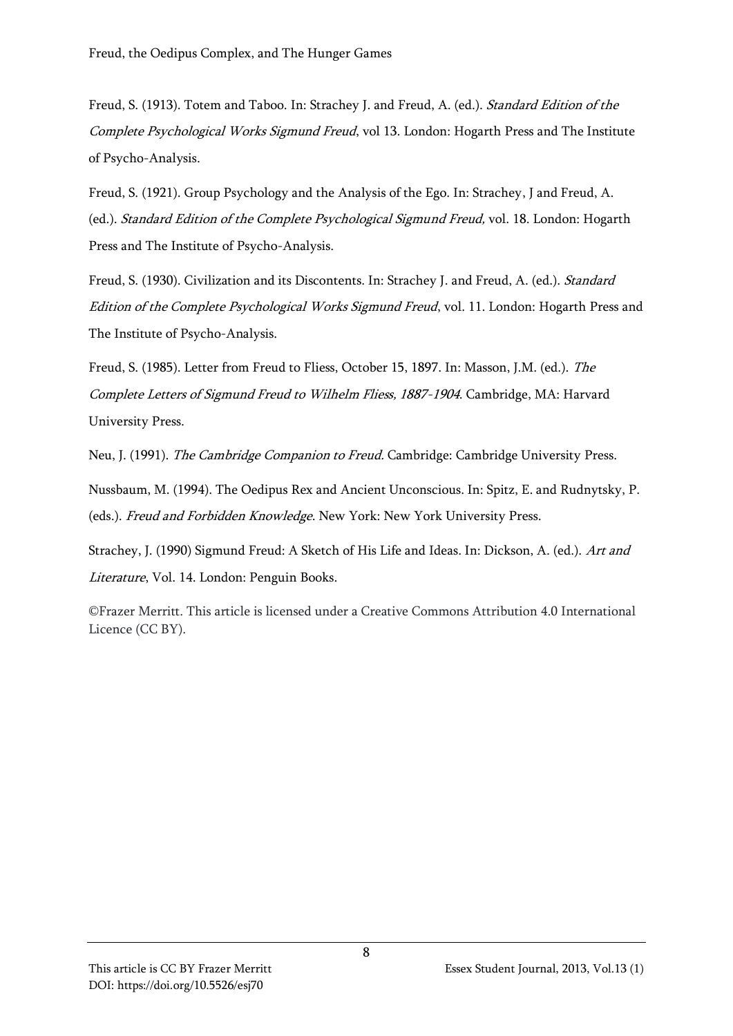Freud, S. (1913). Totem and Taboo. In: Strachey J. and Freud, A. (ed.). *Standard Edition of the Complete Psychological Works Sigmund Freud*, vol 13. London: Hogarth Press and The Institute of Psycho-Analysis.

Freud, S. (1921). Group Psychology and the Analysis of the Ego. In: Strachey, J and Freud, A. (ed.). *Standard Edition of the Complete Psychological Sigmund Freud,* vol. 18. London: Hogarth Press and The Institute of Psycho-Analysis.

Freud, S. (1930). Civilization and its Discontents. In: Strachey J. and Freud, A. (ed.). *Standard Edition of the Complete Psychological Works Sigmund Freud*, vol. 11. London: Hogarth Press and The Institute of Psycho-Analysis.

Freud, S. (1985). Letter from Freud to Fliess, October 15, 1897. In: Masson, J.M. (ed.). *The Complete Letters of Sigmund Freud to Wilhelm Fliess, 1887-1904*. Cambridge, MA: Harvard University Press.

Neu, J. (1991). *The Cambridge Companion to Freud.* Cambridge: Cambridge University Press.

Nussbaum, M. (1994). The Oedipus Rex and Ancient Unconscious. In: Spitz, E. and Rudnytsky, P. (eds.). *Freud and Forbidden Knowledge*. New York: New York University Press.

Strachey, J. (1990) Sigmund Freud: A Sketch of His Life and Ideas. In: Dickson, A. (ed.). *Art and Literature*, Vol. 14. London: Penguin Books.

©Frazer Merritt. This article is licensed under a Creative Commons Attribution 4.0 International Licence (CC BY).